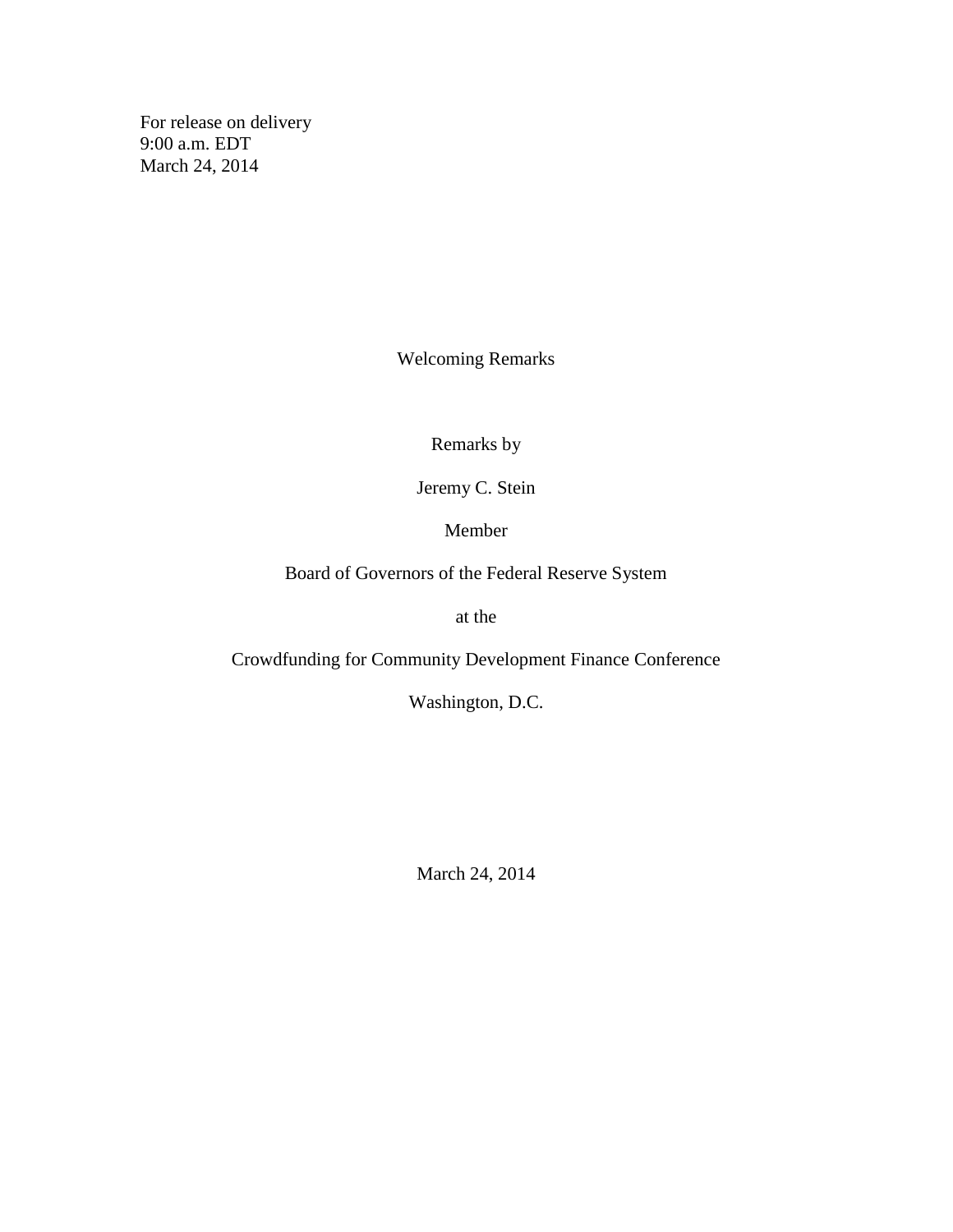For release on delivery
9:00 a.m. EDT
March 24, 2014

# Welcoming Remarks

Remarks by

Jeremy C. Stein

Member

Board of Governors of the Federal Reserve System

at the

Crowdfunding for Community Development Finance Conference

Washington, D.C.

March 24, 2014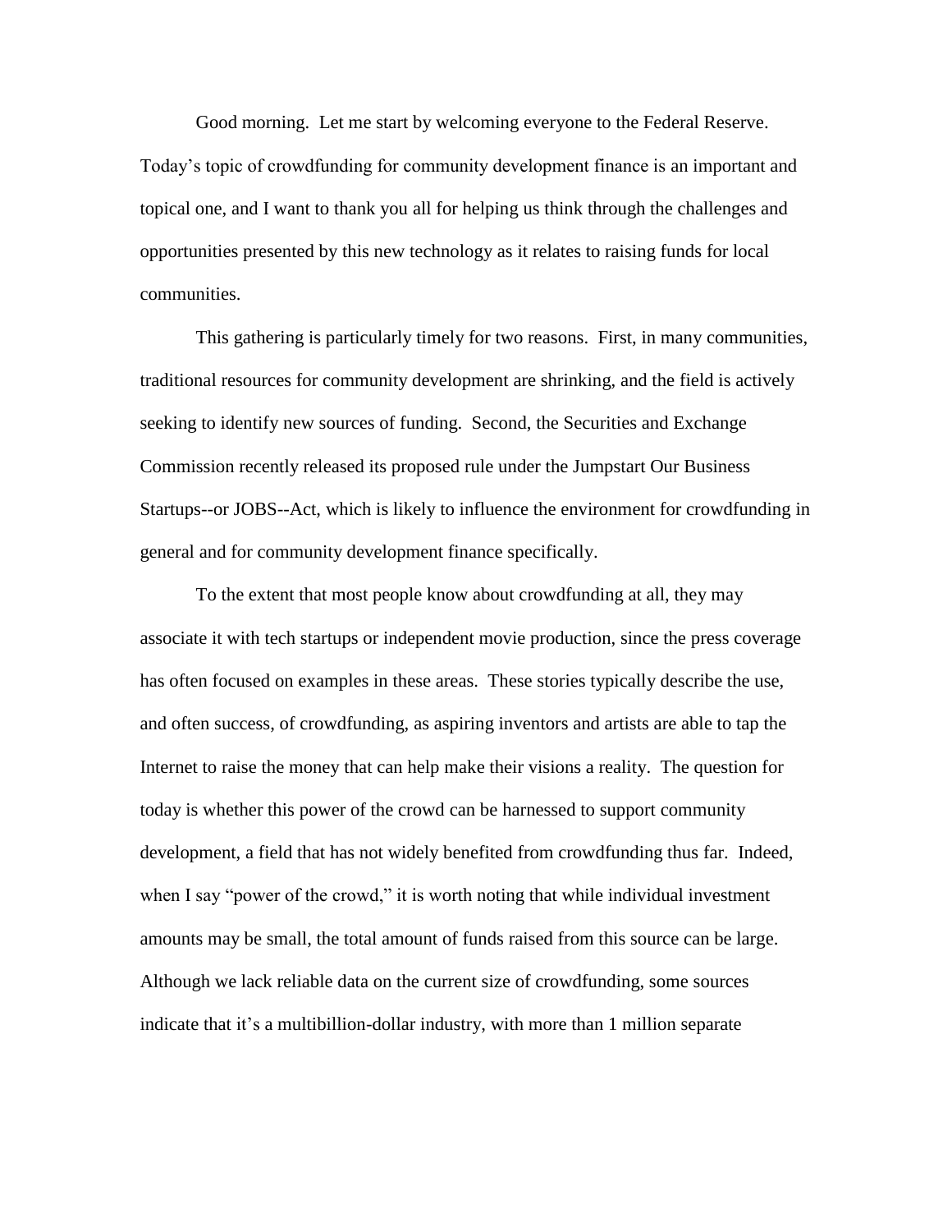Good morning. Let me start by welcoming everyone to the Federal Reserve. Today's topic of crowdfunding for community development finance is an important and topical one, and I want to thank you all for helping us think through the challenges and opportunities presented by this new technology as it relates to raising funds for local communities.

This gathering is particularly timely for two reasons. First, in many communities, traditional resources for community development are shrinking, and the field is actively seeking to identify new sources of funding. Second, the Securities and Exchange Commission recently released its proposed rule under the Jumpstart Our Business Startups--or JOBS--Act, which is likely to influence the environment for crowdfunding in general and for community development finance specifically.

To the extent that most people know about crowdfunding at all, they may associate it with tech startups or independent movie production, since the press coverage has often focused on examples in these areas. These stories typically describe the use, and often success, of crowdfunding, as aspiring inventors and artists are able to tap the Internet to raise the money that can help make their visions a reality. The question for today is whether this power of the crowd can be harnessed to support community development, a field that has not widely benefited from crowdfunding thus far. Indeed, when I say "power of the crowd," it is worth noting that while individual investment amounts may be small, the total amount of funds raised from this source can be large. Although we lack reliable data on the current size of crowdfunding, some sources indicate that it's a multibillion-dollar industry, with more than 1 million separate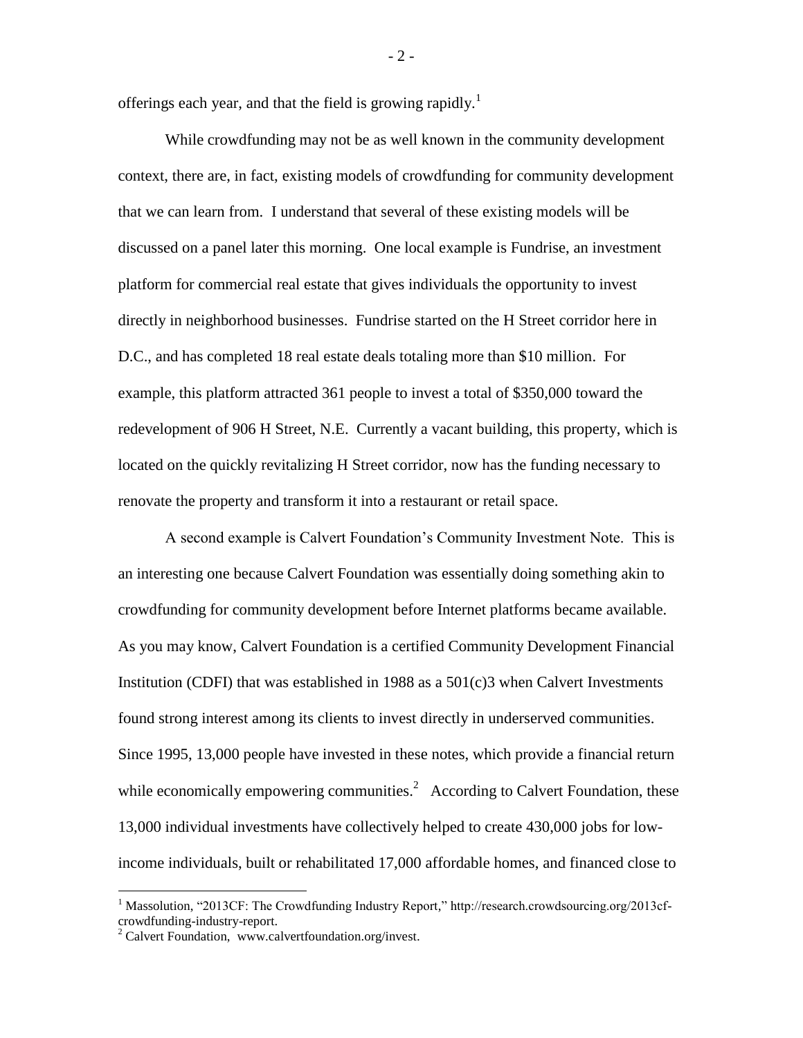offerings each year, and that the field is growing rapidly.[1]

While crowdfunding may not be as well known in the community development context, there are, in fact, existing models of crowdfunding for community development that we can learn from. I understand that several of these existing models will be discussed on a panel later this morning. One local example is Fundrise, an investment platform for commercial real estate that gives individuals the opportunity to invest directly in neighborhood businesses. Fundrise started on the H Street corridor here in D.C., and has completed 18 real estate deals totaling more than $10 million. For example, this platform attracted 361 people to invest a total of $350,000 toward the redevelopment of 906 H Street, N.E. Currently a vacant building, this property, which is located on the quickly revitalizing H Street corridor, now has the funding necessary to renovate the property and transform it into a restaurant or retail space.

A second example is Calvert Foundation's Community Investment Note. This is an interesting one because Calvert Foundation was essentially doing something akin to crowdfunding for community development before Internet platforms became available. As you may know, Calvert Foundation is a certified Community Development Financial Institution (CDFI) that was established in 1988 as a 501(c)3 when Calvert Investments found strong interest among its clients to invest directly in underserved communities. Since 1995, 13,000 people have invested in these notes, which provide a financial return while economically empowering communities.[2] According to Calvert Foundation, these 13,000 individual investments have collectively helped to create 430,000 jobs for low-income individuals, built or rehabilitated 17,000 affordable homes, and financed close to

[1] Massolution, "2013CF: The Crowdfunding Industry Report," http://research.crowdsourcing.org/2013cf-crowdfunding-industry-report.

[2] Calvert Foundation, www.calvertfoundation.org/invest.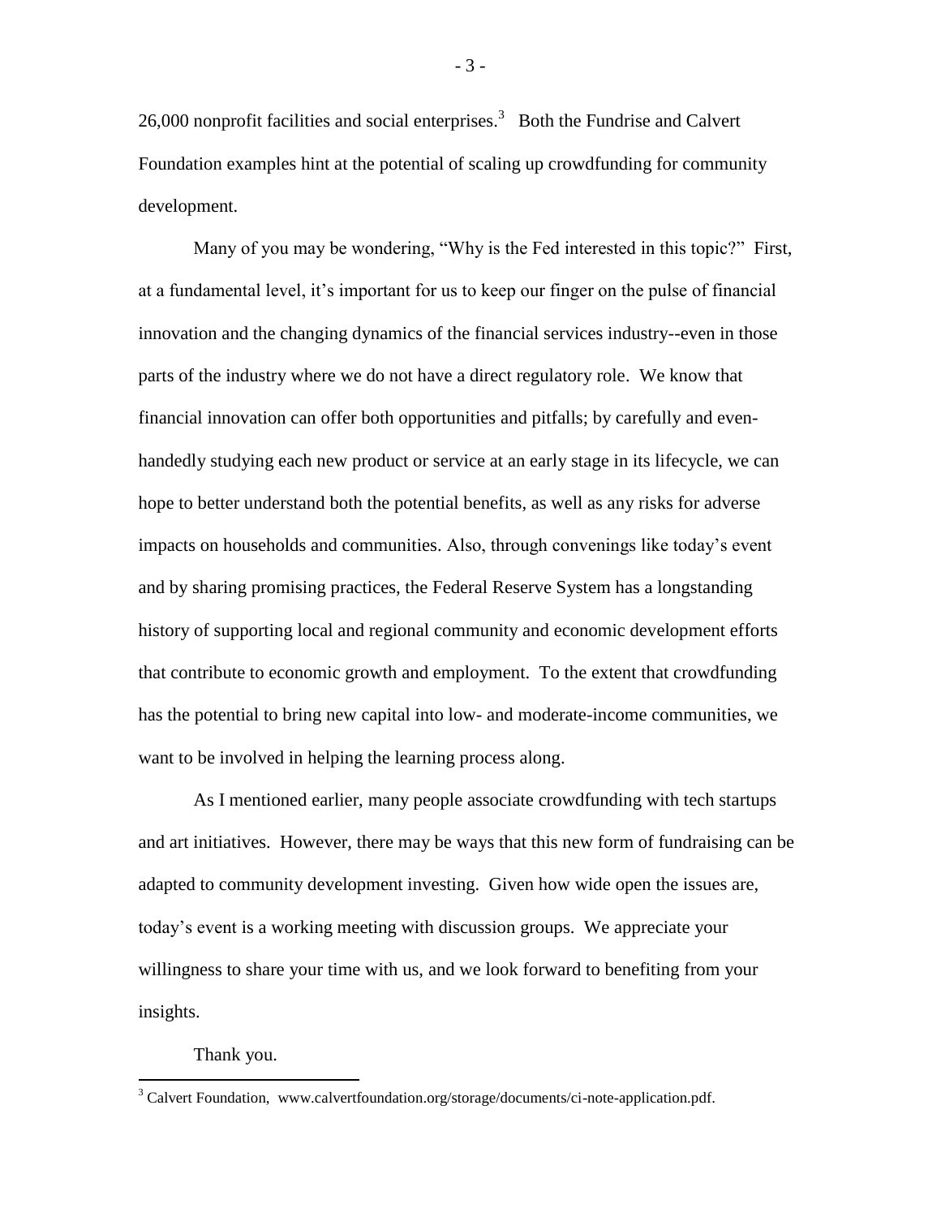26,000 nonprofit facilities and social enterprises.[3] Both the Fundrise and Calvert Foundation examples hint at the potential of scaling up crowdfunding for community development.

Many of you may be wondering, "Why is the Fed interested in this topic?" First, at a fundamental level, it's important for us to keep our finger on the pulse of financial innovation and the changing dynamics of the financial services industry--even in those parts of the industry where we do not have a direct regulatory role. We know that financial innovation can offer both opportunities and pitfalls; by carefully and even-handedly studying each new product or service at an early stage in its lifecycle, we can hope to better understand both the potential benefits, as well as any risks for adverse impacts on households and communities. Also, through convenings like today's event and by sharing promising practices, the Federal Reserve System has a longstanding history of supporting local and regional community and economic development efforts that contribute to economic growth and employment. To the extent that crowdfunding has the potential to bring new capital into low- and moderate-income communities, we want to be involved in helping the learning process along.

As I mentioned earlier, many people associate crowdfunding with tech startups and art initiatives. However, there may be ways that this new form of fundraising can be adapted to community development investing. Given how wide open the issues are, today's event is a working meeting with discussion groups. We appreciate your willingness to share your time with us, and we look forward to benefiting from your insights.

Thank you.

[3] Calvert Foundation, www.calvertfoundation.org/storage/documents/ci-note-application.pdf.